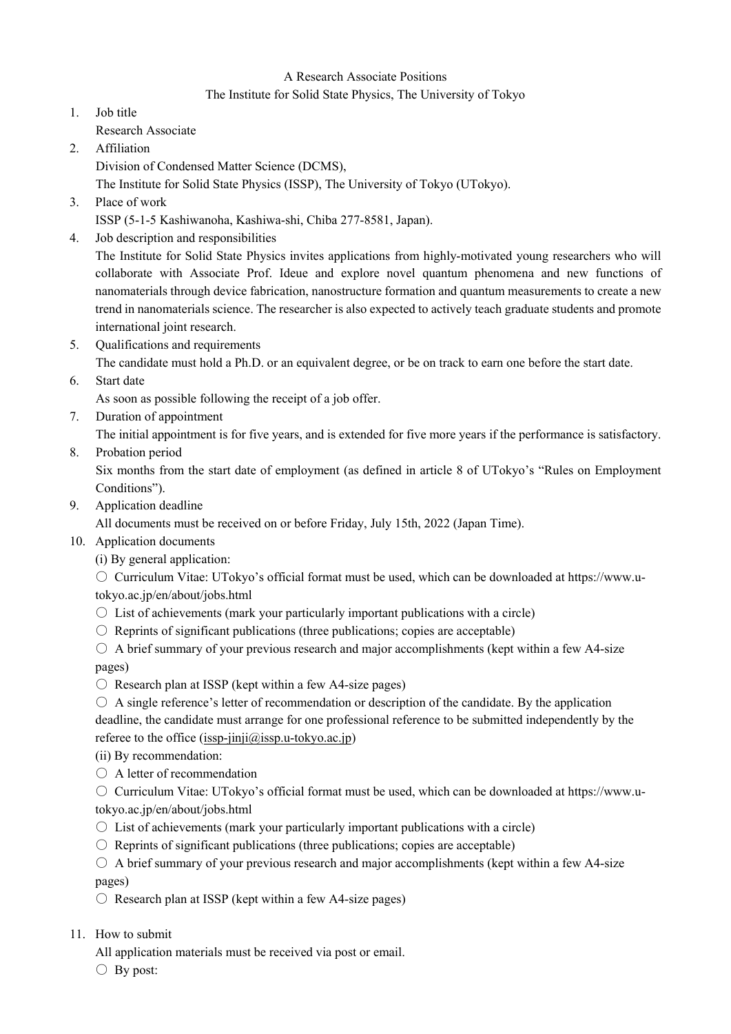A Research Associate Positions

The Institute for Solid State Physics, The University of Tokyo

1. Job title
   Research Associate
2. Affiliation
   Division of Condensed Matter Science (DCMS),
   The Institute for Solid State Physics (ISSP), The University of Tokyo (UTokyo).
3. Place of work
   ISSP (5-1-5 Kashiwanoha, Kashiwa-shi, Chiba 277-8581, Japan).
4. Job description and responsibilities
   The Institute for Solid State Physics invites applications from highly-motivated young researchers who will collaborate with Associate Prof. Ideue and explore novel quantum phenomena and new functions of nanomaterials through device fabrication, nanostructure formation and quantum measurements to create a new trend in nanomaterials science. The researcher is also expected to actively teach graduate students and promote international joint research.
5. Qualifications and requirements
   The candidate must hold a Ph.D. or an equivalent degree, or be on track to earn one before the start date.
6. Start date
   As soon as possible following the receipt of a job offer.
7. Duration of appointment
   The initial appointment is for five years, and is extended for five more years if the performance is satisfactory.
8. Probation period
   Six months from the start date of employment (as defined in article 8 of UTokyo's "Rules on Employment Conditions").
9. Application deadline
   All documents must be received on or before Friday, July 15th, 2022 (Japan Time).
10. Application documents
    (i) By general application:
    ○ Curriculum Vitae: UTokyo's official format must be used, which can be downloaded at https://www.u-tokyo.ac.jp/en/about/jobs.html
    ○ List of achievements (mark your particularly important publications with a circle)
    ○ Reprints of significant publications (three publications; copies are acceptable)
    ○ A brief summary of your previous research and major accomplishments (kept within a few A4-size pages)
    ○ Research plan at ISSP (kept within a few A4-size pages)
    ○ A single reference's letter of recommendation or description of the candidate. By the application deadline, the candidate must arrange for one professional reference to be submitted independently by the referee to the office (issp-jinji@issp.u-tokyo.ac.jp)
    (ii) By recommendation:
    ○ A letter of recommendation
    ○ Curriculum Vitae: UTokyo's official format must be used, which can be downloaded at https://www.u-tokyo.ac.jp/en/about/jobs.html
    ○ List of achievements (mark your particularly important publications with a circle)
    ○ Reprints of significant publications (three publications; copies are acceptable)
    ○ A brief summary of your previous research and major accomplishments (kept within a few A4-size pages)
    ○ Research plan at ISSP (kept within a few A4-size pages)
11. How to submit
    All application materials must be received via post or email.
    ○ By post: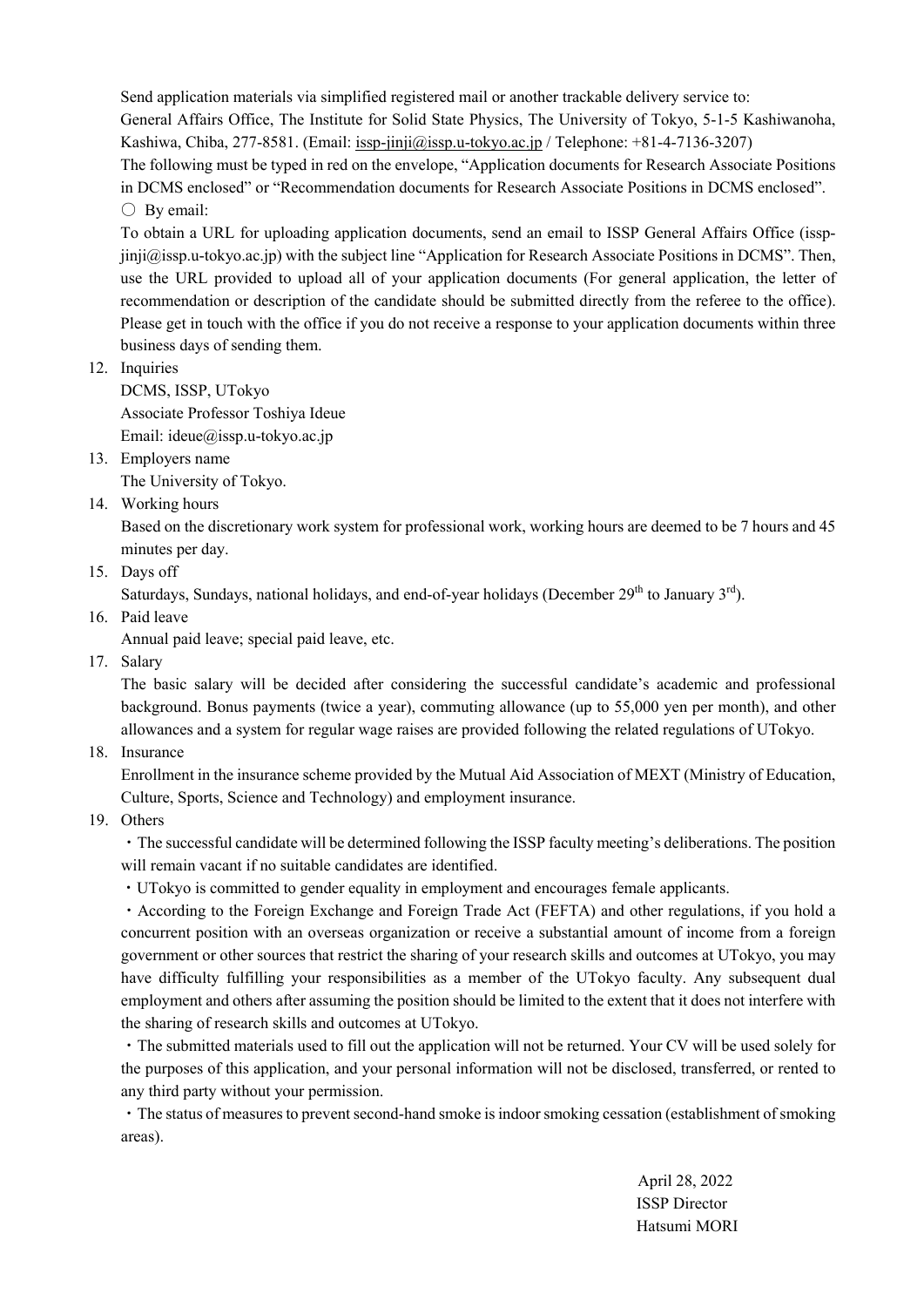Send application materials via simplified registered mail or another trackable delivery service to:

General Affairs Office, The Institute for Solid State Physics, The University of Tokyo, 5-1-5 Kashiwanoha, Kashiwa, Chiba, 277-8581. (Email: issp-jinji@issp.u-tokyo.ac.jp / Telephone: +81-4-7136-3207)

The following must be typed in red on the envelope, "Application documents for Research Associate Positions in DCMS enclosed" or "Recommendation documents for Research Associate Positions in DCMS enclosed".

○ By email:

To obtain a URL for uploading application documents, send an email to ISSP General Affairs Office (issp-jinji@issp.u-tokyo.ac.jp) with the subject line "Application for Research Associate Positions in DCMS". Then, use the URL provided to upload all of your application documents (For general application, the letter of recommendation or description of the candidate should be submitted directly from the referee to the office). Please get in touch with the office if you do not receive a response to your application documents within three business days of sending them.

12. Inquiries

    DCMS, ISSP, UTokyo

    Associate Professor Toshiya Ideue

    Email: ideue@issp.u-tokyo.ac.jp

13. Employers name

    The University of Tokyo.

14. Working hours

    Based on the discretionary work system for professional work, working hours are deemed to be 7 hours and 45 minutes per day.

15. Days off

    Saturdays, Sundays, national holidays, and end-of-year holidays (December 29th to January 3rd).

16. Paid leave

    Annual paid leave; special paid leave, etc.

17. Salary

    The basic salary will be decided after considering the successful candidate's academic and professional background. Bonus payments (twice a year), commuting allowance (up to 55,000 yen per month), and other allowances and a system for regular wage raises are provided following the related regulations of UTokyo.

18. Insurance

    Enrollment in the insurance scheme provided by the Mutual Aid Association of MEXT (Ministry of Education, Culture, Sports, Science and Technology) and employment insurance.

19. Others

    ・The successful candidate will be determined following the ISSP faculty meeting's deliberations. The position will remain vacant if no suitable candidates are identified.

    ・UTokyo is committed to gender equality in employment and encourages female applicants.

    ・According to the Foreign Exchange and Foreign Trade Act (FEFTA) and other regulations, if you hold a concurrent position with an overseas organization or receive a substantial amount of income from a foreign government or other sources that restrict the sharing of your research skills and outcomes at UTokyo, you may have difficulty fulfilling your responsibilities as a member of the UTokyo faculty. Any subsequent dual employment and others after assuming the position should be limited to the extent that it does not interfere with the sharing of research skills and outcomes at UTokyo.

    ・The submitted materials used to fill out the application will not be returned. Your CV will be used solely for the purposes of this application, and your personal information will not be disclosed, transferred, or rented to any third party without your permission.

    ・The status of measures to prevent second-hand smoke is indoor smoking cessation (establishment of smoking areas).

April 28, 2022

ISSP Director

Hatsumi MORI